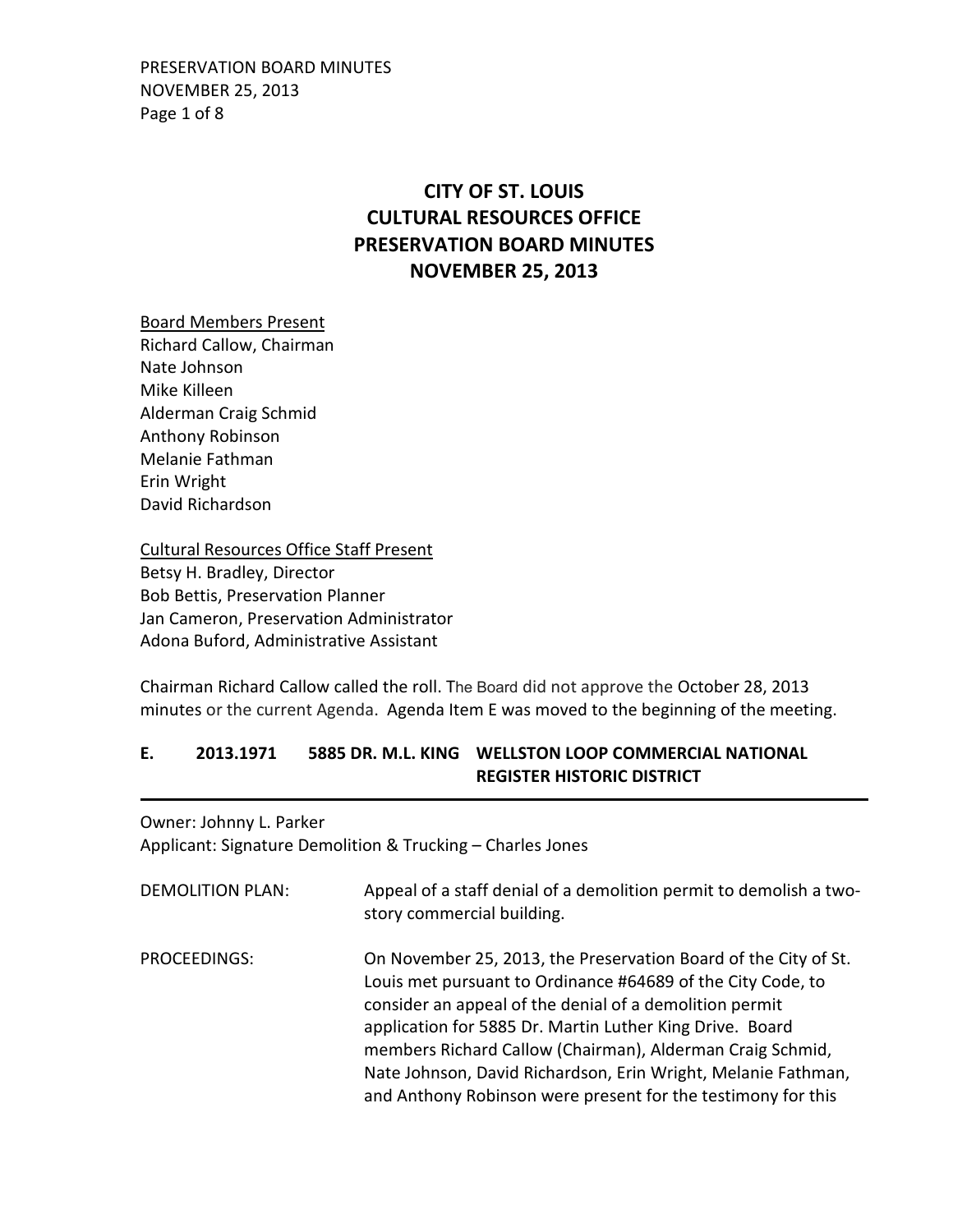# CITY OF ST. LOUIS
# CULTURAL RESOURCES OFFICE
# PRESERVATION BOARD MINUTES
# NOVEMBER 25, 2013

Board Members Present
Richard Callow, Chairman
Nate Johnson
Mike Killeen
Alderman Craig Schmid
Anthony Robinson
Melanie Fathman
Erin Wright
David Richardson

Cultural Resources Office Staff Present
Betsy H. Bradley, Director
Bob Bettis, Preservation Planner
Jan Cameron, Preservation Administrator
Adona Buford, Administrative Assistant

Chairman Richard Callow called the roll. The Board did not approve the October 28, 2013 minutes or the current Agenda. Agenda Item E was moved to the beginning of the meeting.

## E. 2013.1971 5885 DR. M.L. KING WELLSTON LOOP COMMERCIAL NATIONAL REGISTER HISTORIC DISTRICT

Owner: Johnny L. Parker
Applicant: Signature Demolition & Trucking – Charles Jones

DEMOLITION PLAN: Appeal of a staff denial of a demolition permit to demolish a two-story commercial building.

PROCEEDINGS: On November 25, 2013, the Preservation Board of the City of St. Louis met pursuant to Ordinance #64689 of the City Code, to consider an appeal of the denial of a demolition permit application for 5885 Dr. Martin Luther King Drive. Board members Richard Callow (Chairman), Alderman Craig Schmid, Nate Johnson, David Richardson, Erin Wright, Melanie Fathman, and Anthony Robinson were present for the testimony for this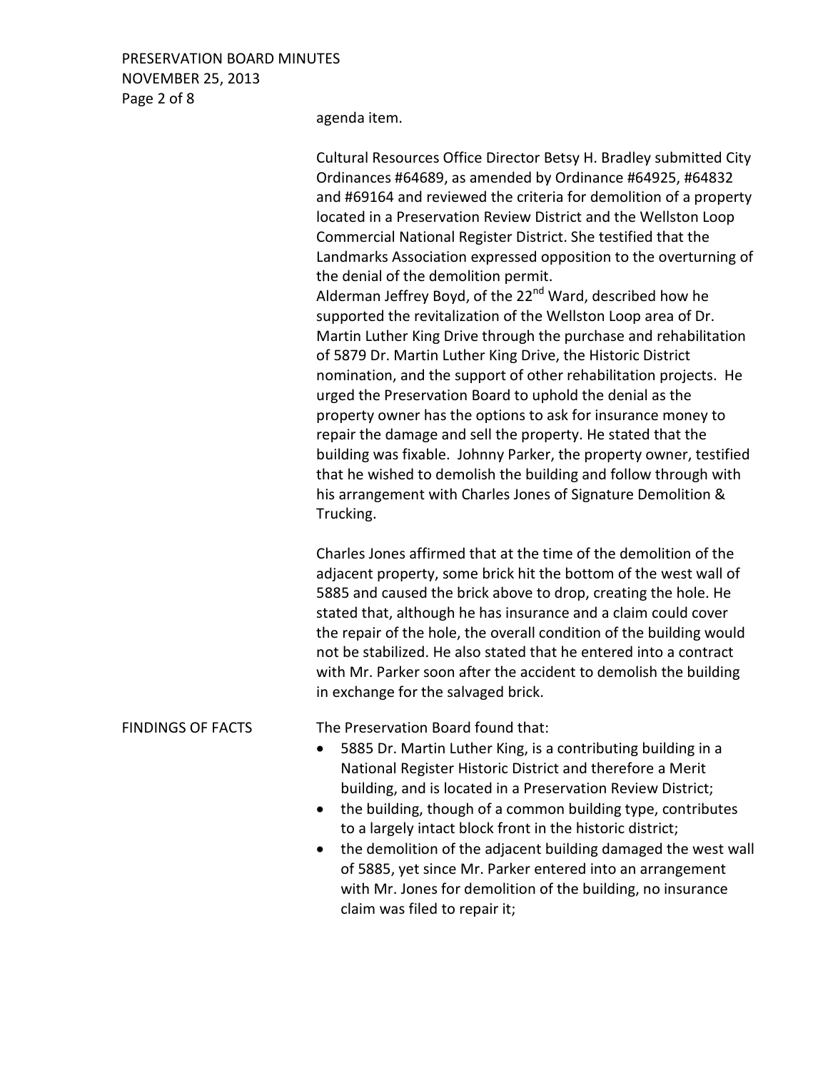agenda item.

Cultural Resources Office Director Betsy H. Bradley submitted City Ordinances #64689, as amended by Ordinance #64925, #64832 and #69164 and reviewed the criteria for demolition of a property located in a Preservation Review District and the Wellston Loop Commercial National Register District. She testified that the Landmarks Association expressed opposition to the overturning of the denial of the demolition permit.

Alderman Jeffrey Boyd, of the 22nd Ward, described how he supported the revitalization of the Wellston Loop area of Dr. Martin Luther King Drive through the purchase and rehabilitation of 5879 Dr. Martin Luther King Drive, the Historic District nomination, and the support of other rehabilitation projects. He urged the Preservation Board to uphold the denial as the property owner has the options to ask for insurance money to repair the damage and sell the property. He stated that the building was fixable. Johnny Parker, the property owner, testified that he wished to demolish the building and follow through with his arrangement with Charles Jones of Signature Demolition & Trucking.

Charles Jones affirmed that at the time of the demolition of the adjacent property, some brick hit the bottom of the west wall of 5885 and caused the brick above to drop, creating the hole. He stated that, although he has insurance and a claim could cover the repair of the hole, the overall condition of the building would not be stabilized. He also stated that he entered into a contract with Mr. Parker soon after the accident to demolish the building in exchange for the salvaged brick.

FINDINGS OF FACTS

The Preservation Board found that:

- 5885 Dr. Martin Luther King, is a contributing building in a National Register Historic District and therefore a Merit building, and is located in a Preservation Review District;
- the building, though of a common building type, contributes to a largely intact block front in the historic district;
- the demolition of the adjacent building damaged the west wall of 5885, yet since Mr. Parker entered into an arrangement with Mr. Jones for demolition of the building, no insurance claim was filed to repair it;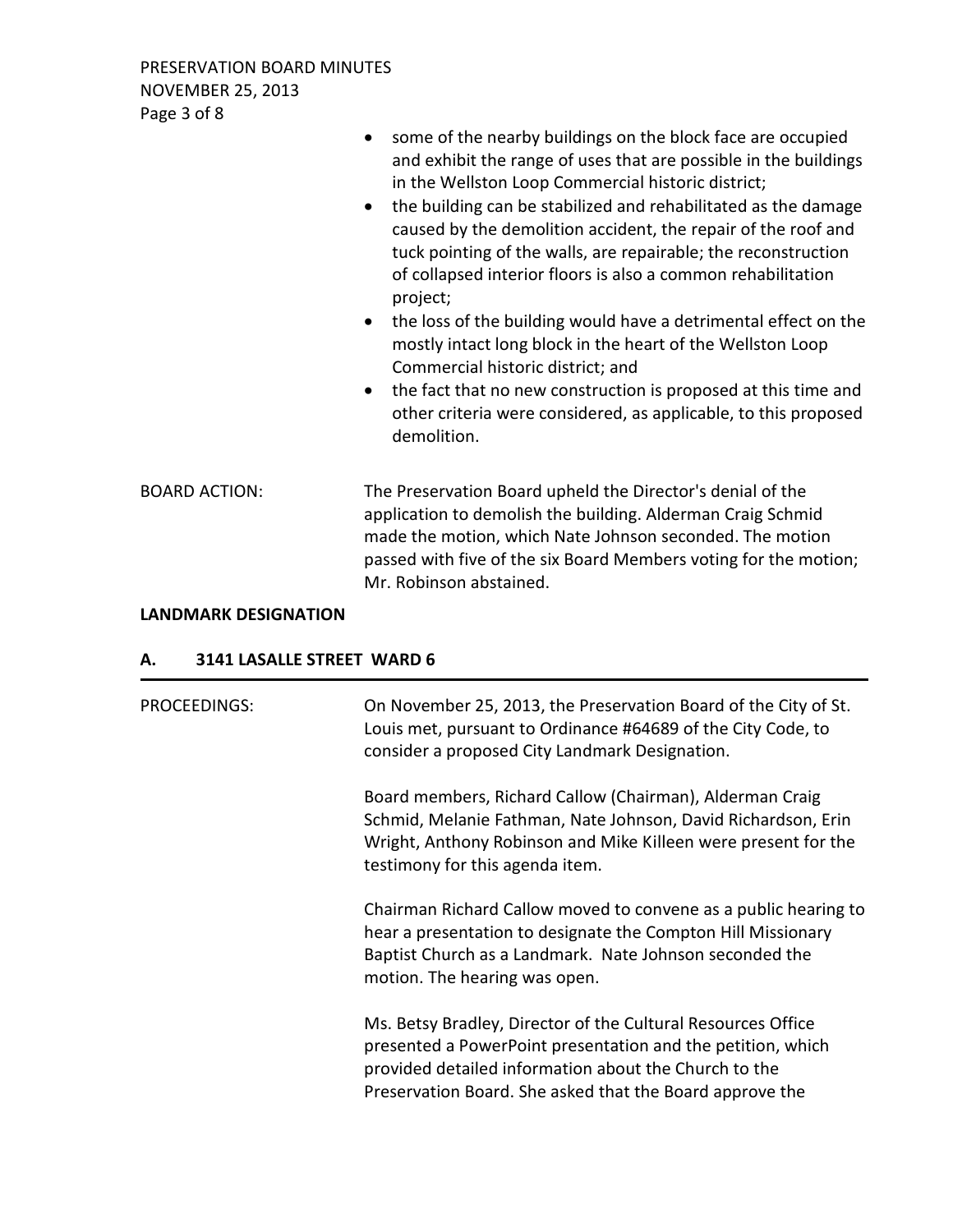- some of the nearby buildings on the block face are occupied and exhibit the range of uses that are possible in the buildings in the Wellston Loop Commercial historic district;
- the building can be stabilized and rehabilitated as the damage caused by the demolition accident, the repair of the roof and tuck pointing of the walls, are repairable; the reconstruction of collapsed interior floors is also a common rehabilitation project;
- the loss of the building would have a detrimental effect on the mostly intact long block in the heart of the Wellston Loop Commercial historic district; and
- the fact that no new construction is proposed at this time and other criteria were considered, as applicable, to this proposed demolition.

BOARD ACTION: The Preservation Board upheld the Director's denial of the application to demolish the building. Alderman Craig Schmid made the motion, which Nate Johnson seconded. The motion passed with five of the six Board Members voting for the motion; Mr. Robinson abstained.

## LANDMARK DESIGNATION

### A. 3141 LASALLE STREET WARD 6

PROCEEDINGS: On November 25, 2013, the Preservation Board of the City of St. Louis met, pursuant to Ordinance #64689 of the City Code, to consider a proposed City Landmark Designation.

Board members, Richard Callow (Chairman), Alderman Craig Schmid, Melanie Fathman, Nate Johnson, David Richardson, Erin Wright, Anthony Robinson and Mike Killeen were present for the testimony for this agenda item.

Chairman Richard Callow moved to convene as a public hearing to hear a presentation to designate the Compton Hill Missionary Baptist Church as a Landmark. Nate Johnson seconded the motion. The hearing was open.

Ms. Betsy Bradley, Director of the Cultural Resources Office presented a PowerPoint presentation and the petition, which provided detailed information about the Church to the Preservation Board. She asked that the Board approve the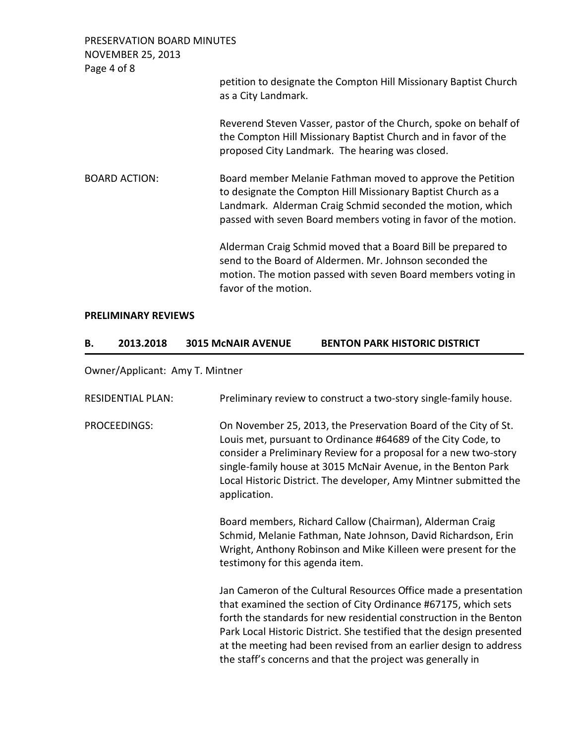petition to designate the Compton Hill Missionary Baptist Church as a City Landmark.

Reverend Steven Vasser, pastor of the Church, spoke on behalf of the Compton Hill Missionary Baptist Church and in favor of the proposed City Landmark. The hearing was closed.

BOARD ACTION: Board member Melanie Fathman moved to approve the Petition to designate the Compton Hill Missionary Baptist Church as a Landmark. Alderman Craig Schmid seconded the motion, which passed with seven Board members voting in favor of the motion.

Alderman Craig Schmid moved that a Board Bill be prepared to send to the Board of Aldermen. Mr. Johnson seconded the motion. The motion passed with seven Board members voting in favor of the motion.

**PRELIMINARY REVIEWS**

## B. 2013.2018 3015 McNAIR AVENUE BENTON PARK HISTORIC DISTRICT

Owner/Applicant: Amy T. Mintner

RESIDENTIAL PLAN: Preliminary review to construct a two-story single-family house.

PROCEEDINGS: On November 25, 2013, the Preservation Board of the City of St. Louis met, pursuant to Ordinance #64689 of the City Code, to consider a Preliminary Review for a proposal for a new two-story single-family house at 3015 McNair Avenue, in the Benton Park Local Historic District. The developer, Amy Mintner submitted the application.

Board members, Richard Callow (Chairman), Alderman Craig Schmid, Melanie Fathman, Nate Johnson, David Richardson, Erin Wright, Anthony Robinson and Mike Killeen were present for the testimony for this agenda item.

Jan Cameron of the Cultural Resources Office made a presentation that examined the section of City Ordinance #67175, which sets forth the standards for new residential construction in the Benton Park Local Historic District. She testified that the design presented at the meeting had been revised from an earlier design to address the staff's concerns and that the project was generally in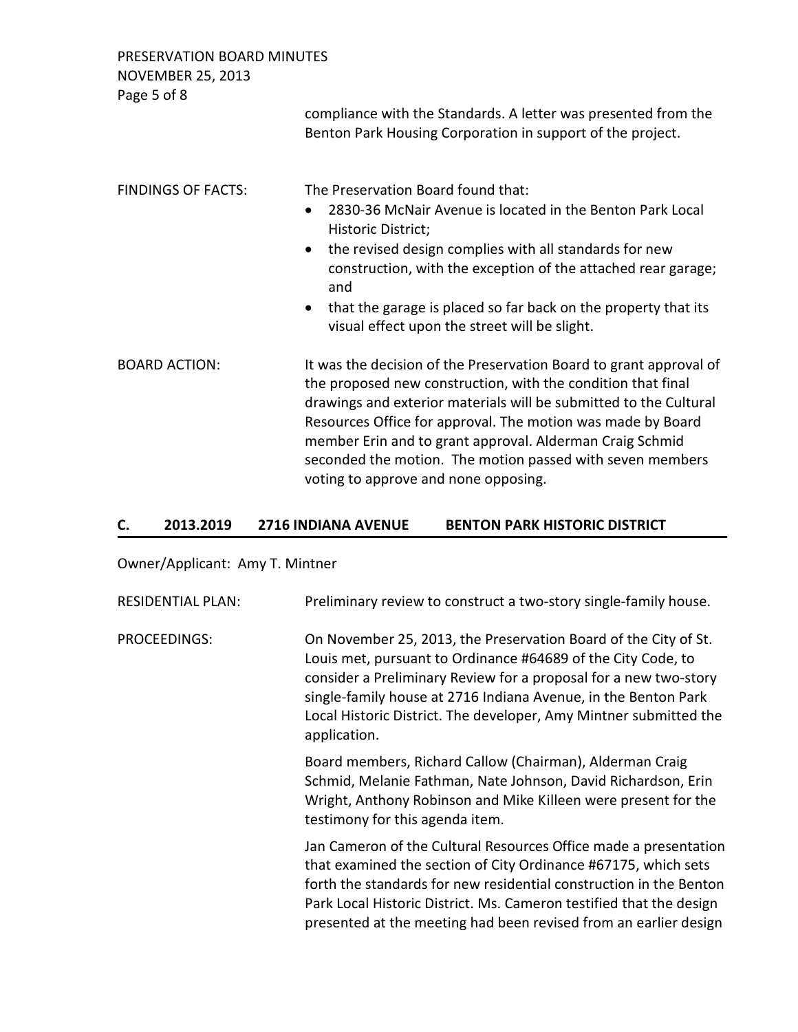compliance with the Standards. A letter was presented from the Benton Park Housing Corporation in support of the project.

FINDINGS OF FACTS: The Preservation Board found that:

- 2830-36 McNair Avenue is located in the Benton Park Local Historic District;
- the revised design complies with all standards for new construction, with the exception of the attached rear garage; and
- that the garage is placed so far back on the property that its visual effect upon the street will be slight.

BOARD ACTION: It was the decision of the Preservation Board to grant approval of the proposed new construction, with the condition that final drawings and exterior materials will be submitted to the Cultural Resources Office for approval. The motion was made by Board member Erin and to grant approval. Alderman Craig Schmid seconded the motion. The motion passed with seven members voting to approve and none opposing.

## C. 2013.2019 2716 INDIANA AVENUE BENTON PARK HISTORIC DISTRICT

Owner/Applicant: Amy T. Mintner

RESIDENTIAL PLAN: Preliminary review to construct a two-story single-family house.

PROCEEDINGS: On November 25, 2013, the Preservation Board of the City of St. Louis met, pursuant to Ordinance #64689 of the City Code, to consider a Preliminary Review for a proposal for a new two-story single-family house at 2716 Indiana Avenue, in the Benton Park Local Historic District. The developer, Amy Mintner submitted the application.

Board members, Richard Callow (Chairman), Alderman Craig Schmid, Melanie Fathman, Nate Johnson, David Richardson, Erin Wright, Anthony Robinson and Mike Killeen were present for the testimony for this agenda item.

Jan Cameron of the Cultural Resources Office made a presentation that examined the section of City Ordinance #67175, which sets forth the standards for new residential construction in the Benton Park Local Historic District. Ms. Cameron testified that the design presented at the meeting had been revised from an earlier design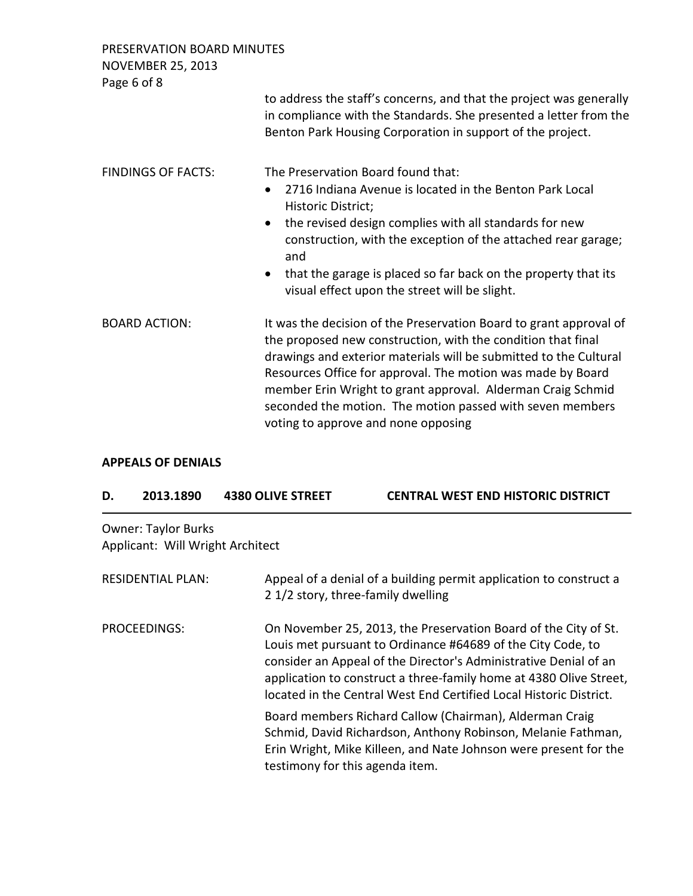to address the staff's concerns, and that the project was generally in compliance with the Standards. She presented a letter from the Benton Park Housing Corporation in support of the project.

FINDINGS OF FACTS: The Preservation Board found that:

- 2716 Indiana Avenue is located in the Benton Park Local Historic District;
- the revised design complies with all standards for new construction, with the exception of the attached rear garage; and
- that the garage is placed so far back on the property that its visual effect upon the street will be slight.

BOARD ACTION: It was the decision of the Preservation Board to grant approval of the proposed new construction, with the condition that final drawings and exterior materials will be submitted to the Cultural Resources Office for approval. The motion was made by Board member Erin Wright to grant approval. Alderman Craig Schmid seconded the motion. The motion passed with seven members voting to approve and none opposing

**APPEALS OF DENIALS**

**D. 2013.1890 4380 OLIVE STREET CENTRAL WEST END HISTORIC DISTRICT**

Owner: Taylor Burks
Applicant: Will Wright Architect

RESIDENTIAL PLAN: Appeal of a denial of a building permit application to construct a 2 1/2 story, three-family dwelling

PROCEEDINGS: On November 25, 2013, the Preservation Board of the City of St. Louis met pursuant to Ordinance #64689 of the City Code, to consider an Appeal of the Director's Administrative Denial of an application to construct a three-family home at 4380 Olive Street, located in the Central West End Certified Local Historic District.

Board members Richard Callow (Chairman), Alderman Craig Schmid, David Richardson, Anthony Robinson, Melanie Fathman, Erin Wright, Mike Killeen, and Nate Johnson were present for the testimony for this agenda item.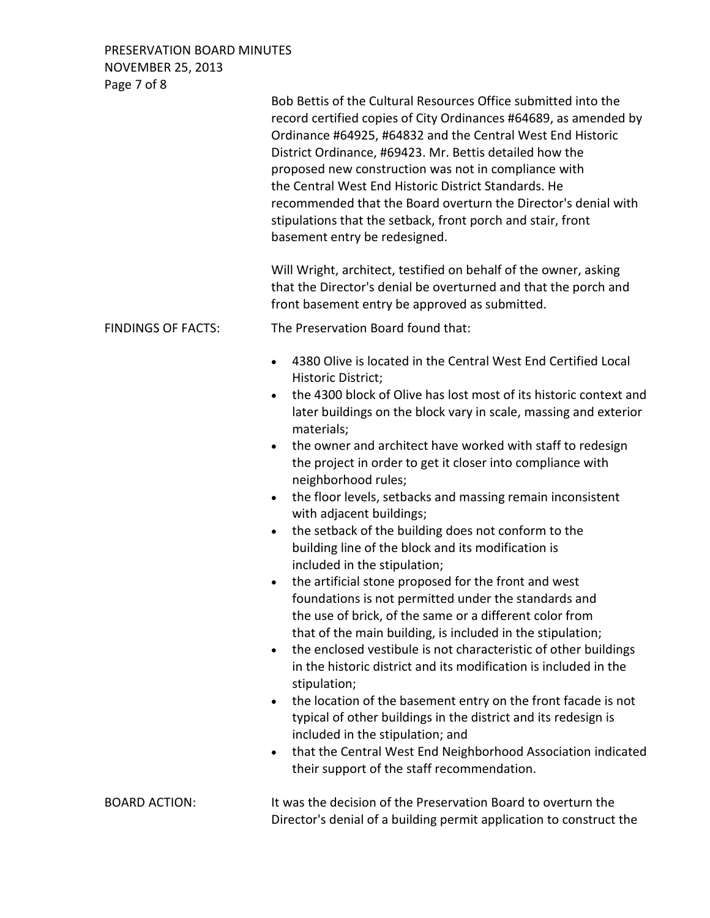Bob Bettis of the Cultural Resources Office submitted into the record certified copies of City Ordinances #64689, as amended by Ordinance #64925, #64832 and the Central West End Historic District Ordinance, #69423. Mr. Bettis detailed how the proposed new construction was not in compliance with the Central West End Historic District Standards. He recommended that the Board overturn the Director's denial with stipulations that the setback, front porch and stair, front basement entry be redesigned.

Will Wright, architect, testified on behalf of the owner, asking that the Director's denial be overturned and that the porch and front basement entry be approved as submitted.

FINDINGS OF FACTS: The Preservation Board found that:

- 4380 Olive is located in the Central West End Certified Local Historic District;
- the 4300 block of Olive has lost most of its historic context and later buildings on the block vary in scale, massing and exterior materials;
- the owner and architect have worked with staff to redesign the project in order to get it closer into compliance with neighborhood rules;
- the floor levels, setbacks and massing remain inconsistent with adjacent buildings;
- the setback of the building does not conform to the building line of the block and its modification is included in the stipulation;
- the artificial stone proposed for the front and west foundations is not permitted under the standards and the use of brick, of the same or a different color from that of the main building, is included in the stipulation;
- the enclosed vestibule is not characteristic of other buildings in the historic district and its modification is included in the stipulation;
- the location of the basement entry on the front facade is not typical of other buildings in the district and its redesign is included in the stipulation; and
- that the Central West End Neighborhood Association indicated their support of the staff recommendation.

BOARD ACTION: It was the decision of the Preservation Board to overturn the Director's denial of a building permit application to construct the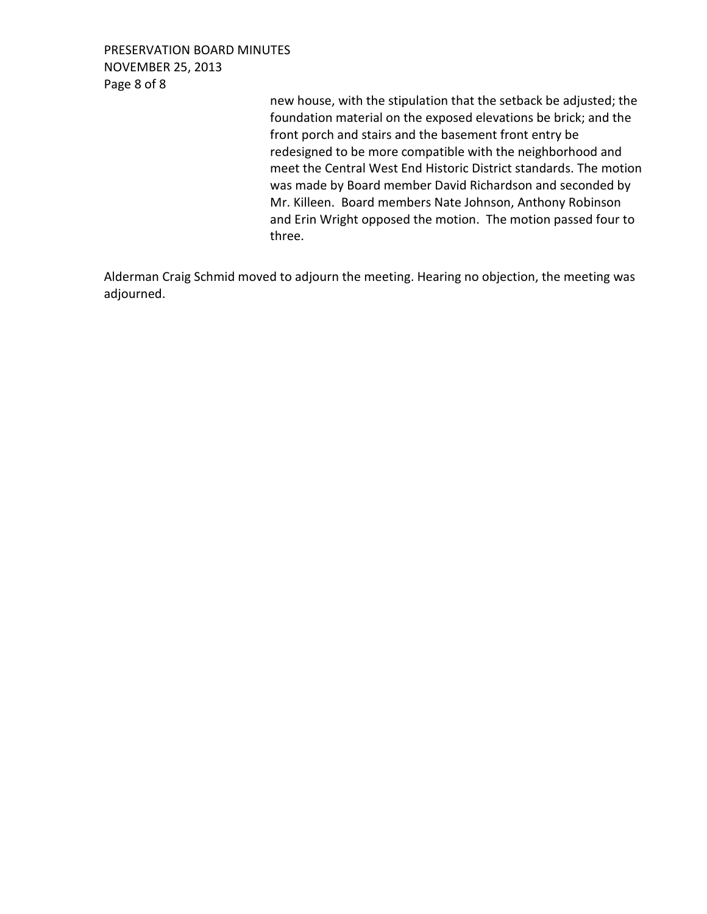new house, with the stipulation that the setback be adjusted; the foundation material on the exposed elevations be brick; and the front porch and stairs and the basement front entry be redesigned to be more compatible with the neighborhood and meet the Central West End Historic District standards. The motion was made by Board member David Richardson and seconded by Mr. Killeen. Board members Nate Johnson, Anthony Robinson and Erin Wright opposed the motion. The motion passed four to three.

Alderman Craig Schmid moved to adjourn the meeting. Hearing no objection, the meeting was adjourned.